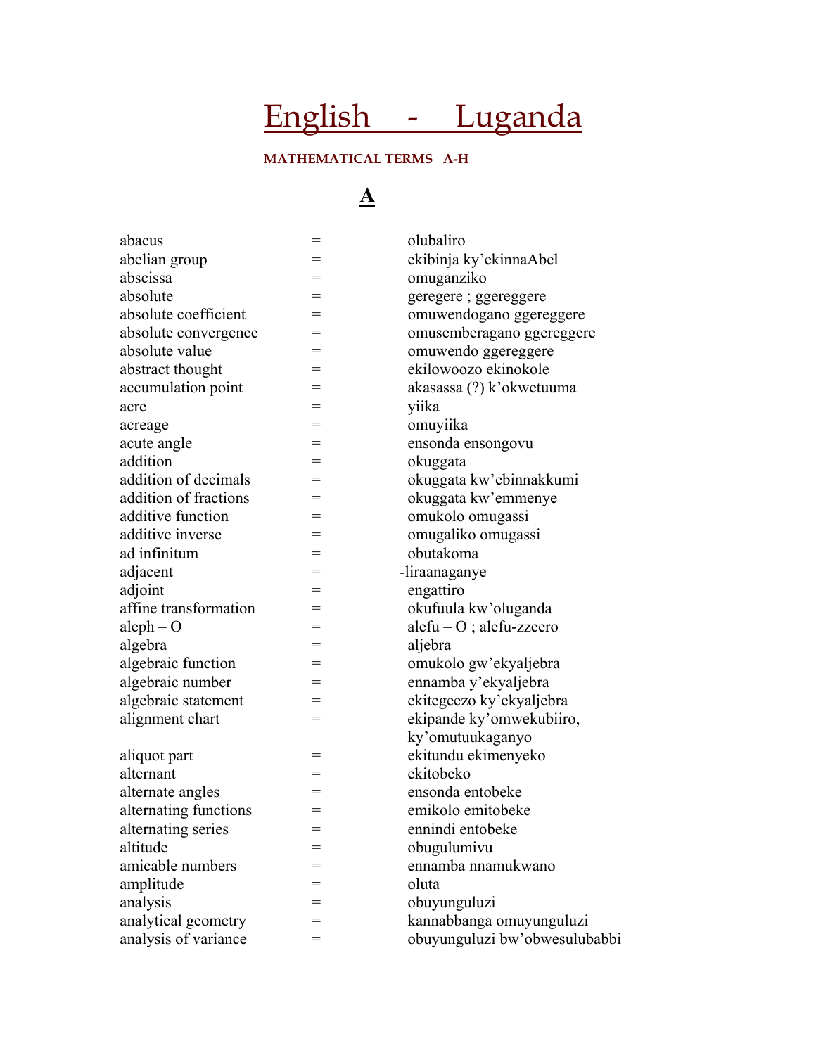# English - Luganda

**MATHEMATICAL TERMS A-H**

## A

| | | |
|---|---|---|
| abacus | = | olubaliro |
| abelian group | = | ekibinja ky'ekinnaAbel |
| abscissa | = | omuganziko |
| absolute | = | geregere ; ggereggere |
| absolute coefficient | = | omuwendogano ggereggere |
| absolute convergence | = | omusemberagano ggereggere |
| absolute value | = | omuwendo ggereggere |
| abstract thought | = | ekilowoozo ekinokole |
| accumulation point | = | akasassa (?) k'okwetuuma |
| acre | = | yiika |
| acreage | = | omuyiika |
| acute angle | = | ensonda ensongovu |
| addition | = | okuggata |
| addition of decimals | = | okuggata kw'ebinnakkumi |
| addition of fractions | = | okuggata kw'emmenye |
| additive function | = | omukolo omugassi |
| additive inverse | = | omugaliko omugassi |
| ad infinitum | = | obutakoma |
| adjacent | = | -liraanaganye |
| adjoint | = | engattiro |
| affine transformation | = | okufuula kw'oluganda |
| aleph – O | = | alefu – O ; alefu-zzeero |
| algebra | = | aljebra |
| algebraic function | = | omukolo gw'ekyaljebra |
| algebraic number | = | ennamba y'ekyaljebra |
| algebraic statement | = | ekitegeezo ky'ekyaljebra |
| alignment chart | = | ekipande ky'omwekubiiro, ky'omutuukaganyo |
| aliquot part | = | ekitundu ekimenyeko |
| alternant | = | ekitobeko |
| alternate angles | = | ensonda entobeke |
| alternating functions | = | emikolo emitobeke |
| alternating series | = | ennindi entobeke |
| altitude | = | obugulumivu |
| amicable numbers | = | ennamba nnamukwano |
| amplitude | = | oluta |
| analysis | = | obuyunguluzi |
| analytical geometry | = | kannabbanga omuyunguluzi |
| analysis of variance | = | obuyunguluzi bw'obwesulubabbi |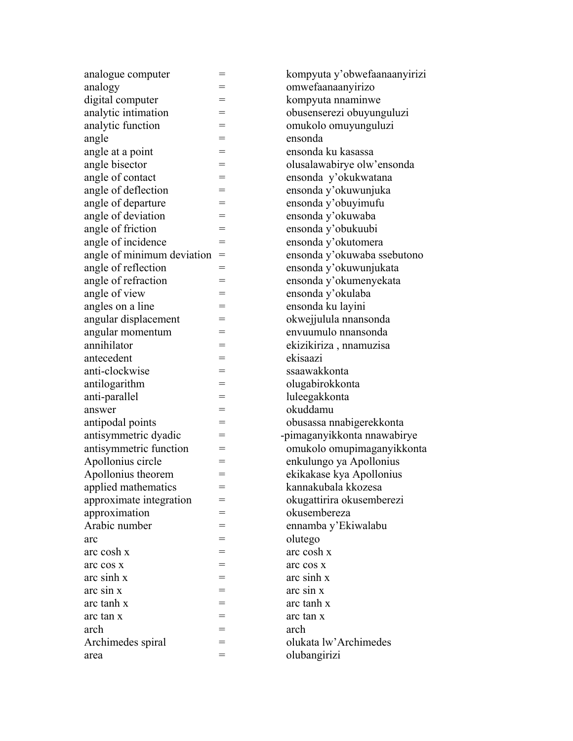| | | |
|---|---|---|
| analogue computer | = | kompyuta y'obwefaanaanyirizi |
| analogy | = | omwefaanaanyirizo |
| digital computer | = | kompyuta nnaminwe |
| analytic intimation | = | obusenserezi obuyunguluzi |
| analytic function | = | omukolo omuyunguluzi |
| angle | = | ensonda |
| angle at a point | = | ensonda ku kasassa |
| angle bisector | = | olusalawabirye olw'ensonda |
| angle of contact | = | ensonda y'okukwatana |
| angle of deflection | = | ensonda y'okuwunjuka |
| angle of departure | = | ensonda y'obuyimufu |
| angle of deviation | = | ensonda y'okuwaba |
| angle of friction | = | ensonda y'obukuubi |
| angle of incidence | = | ensonda y'okutomera |
| angle of minimum deviation | = | ensonda y'okuwaba ssebutono |
| angle of reflection | = | ensonda y'okuwunjukata |
| angle of refraction | = | ensonda y'okumenyekata |
| angle of view | = | ensonda y'okulaba |
| angles on a line | = | ensonda ku layini |
| angular displacement | = | okwejjulula nnansonda |
| angular momentum | = | envuumulo nnansonda |
| annihilator | = | ekizikiriza , nnamuzisa |
| antecedent | = | ekisaazi |
| anti-clockwise | = | ssaawakkonta |
| antilogarithm | = | olugabirokkonta |
| anti-parallel | = | luleegakkonta |
| answer | = | okuddamu |
| antipodal points | = | obusassa nnabigerekkonta |
| antisymmetric dyadic | = | -pimaganyikkonta nnawabirye |
| antisymmetric function | = | omukolo omupimaganyikkonta |
| Apollonius circle | = | enkulungo ya Apollonius |
| Apollonius theorem | = | ekikakase kya Apollonius |
| applied mathematics | = | kannakubala kkozesa |
| approximate integration | = | okugattirira okusemberezi |
| approximation | = | okusembereza |
| Arabic number | = | ennamba y'Ekiwalabu |
| arc | = | olutego |
| arc cosh x | = | arc cosh x |
| arc cos x | = | arc cos x |
| arc sinh x | = | arc sinh x |
| arc sin x | = | arc sin x |
| arc tanh x | = | arc tanh x |
| arc tan x | = | arc tan x |
| arch | = | arch |
| Archimedes spiral | = | olukata lw'Archimedes |
| area | = | olubangirizi |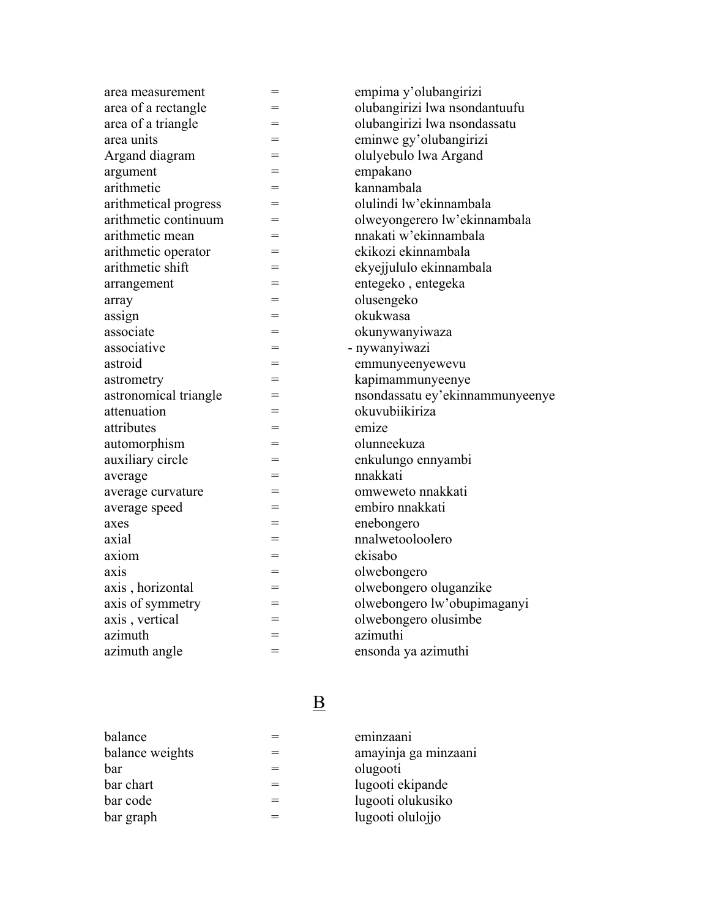| | | |
|---|---|---|
| area measurement | = | empima y’olubangirizi |
| area of a rectangle | = | olubangirizi lwa nsondantuufu |
| area of a triangle | = | olubangirizi lwa nsondassatu |
| area units | = | eminwe gy’olubangirizi |
| Argand diagram | = | olulyebulo lwa Argand |
| argument | = | empakano |
| arithmetic | = | kannambala |
| arithmetical progress | = | olulindi lw’ekinnambala |
| arithmetic continuum | = | olweyongerero lw’ekinnambala |
| arithmetic mean | = | nnakati w’ekinnambala |
| arithmetic operator | = | ekikozi ekinnambala |
| arithmetic shift | = | ekyejjululo ekinnambala |
| arrangement | = | entegeko , entegeka |
| array | = | olusengeko |
| assign | = | okukwasa |
| associate | = | okunywanyiwaza |
| associative | = | - nywanyiwazi |
| astroid | = | emmunyeenyewevu |
| astrometry | = | kapimammunyeenye |
| astronomical triangle | = | nsondassatu ey’ekinnammunyeenye |
| attenuation | = | okuvubiikiriza |
| attributes | = | emize |
| automorphism | = | olunneekuza |
| auxiliary circle | = | enkulungo ennyambi |
| average | = | nnakkati |
| average curvature | = | omweweto nnakkati |
| average speed | = | embiro nnakkati |
| axes | = | enebongero |
| axial | = | nnalwetooloolero |
| axiom | = | ekisabo |
| axis | = | olwebongero |
| axis , horizontal | = | olwebongero oluganzike |
| axis of symmetry | = | olwebongero lw’obupimaganyi |
| axis , vertical | = | olwebongero olusimbe |
| azimuth | = | azimuthi |
| azimuth angle | = | ensonda ya azimuthi |

## B

| | | |
|---|---|---|
| balance | = | eminzaani |
| balance weights | = | amayinja ga minzaani |
| bar | = | olugooti |
| bar chart | = | lugooti ekipande |
| bar code | = | lugooti olukusiko |
| bar graph | = | lugooti olulojjo |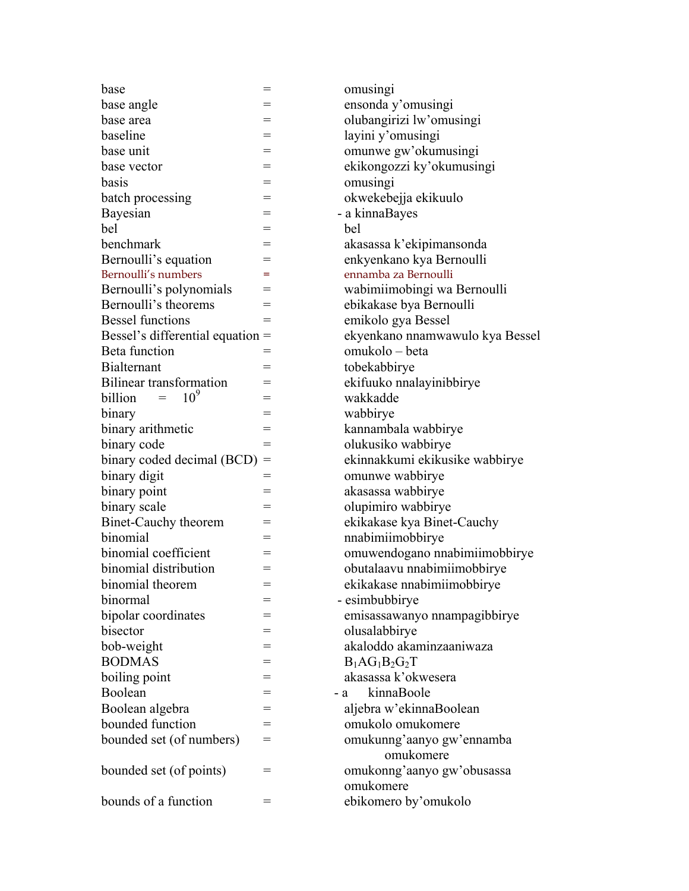| | | |
|---|---|---|
| base | = | omusingi |
| base angle | = | ensonda y'omusingi |
| base area | = | olubangirizi lw'omusingi |
| baseline | = | layini y'omusingi |
| base unit | = | omunwe gw'okumusingi |
| base vector | = | ekikongozzi ky'okumusingi |
| basis | = | omusingi |
| batch processing | = | okwekebejja ekikuulo |
| Bayesian | = | - a kinnaBayes |
| bel | = | bel |
| benchmark | = | akasassa k'ekipimansonda |
| Bernoulli's equation | = | enkyenkano kya Bernoulli |
| Bernoulli's numbers | = | ennamba za Bernoulli |
| Bernoulli's polynomials | = | wabimiimobingi wa Bernoulli |
| Bernoulli's theorems | = | ebikakase bya Bernoulli |
| Bessel functions | = | emikolo gya Bessel |
| Bessel's differential equation | = | ekyenkano nnamwawulo kya Bessel |
| Beta function | = | omukolo – beta |
| Bialternant | = | tobekabbirye |
| Bilinear transformation | = | ekifuuko nnalayinibbirye |
| billion = $10^9$ | = | wakkadde |
| binary | = | wabbirye |
| binary arithmetic | = | kannambala wabbirye |
| binary code | = | olukusiko wabbirye |
| binary coded decimal (BCD) | = | ekinnakkumi ekikusike wabbirye |
| binary digit | = | omunwe wabbirye |
| binary point | = | akasassa wabbirye |
| binary scale | = | olupimiro wabbirye |
| Binet-Cauchy theorem | = | ekikakase kya Binet-Cauchy |
| binomial | = | nnabimiimobbirye |
| binomial coefficient | = | omuwendogano nnabimiimobbirye |
| binomial distribution | = | obutalaavu nnabimiimobbirye |
| binomial theorem | = | ekikakase nnabimiimobbirye |
| binormal | = | - esimbubbirye |
| bipolar coordinates | = | emisassawanyo nnampagibbirye |
| bisector | = | olusalabbirye |
| bob-weight | = | akaloddo akaminzaaniwaza |
| BODMAS | = | $B_1AG_1B_2G_2T$ |
| boiling point | = | akasassa k'okwesera |
| Boolean | = | - a kinnaBoole |
| Boolean algebra | = | aljebra w'ekinnaBoolean |
| bounded function | = | omukolo omukomere |
| bounded set (of numbers) | = | omukunng'aanyo gw'ennamba omukomere |
| bounded set (of points) | = | omukonng'aanyo gw'obusassa omukomere |
| bounds of a function | = | ebikomero by'omukolo |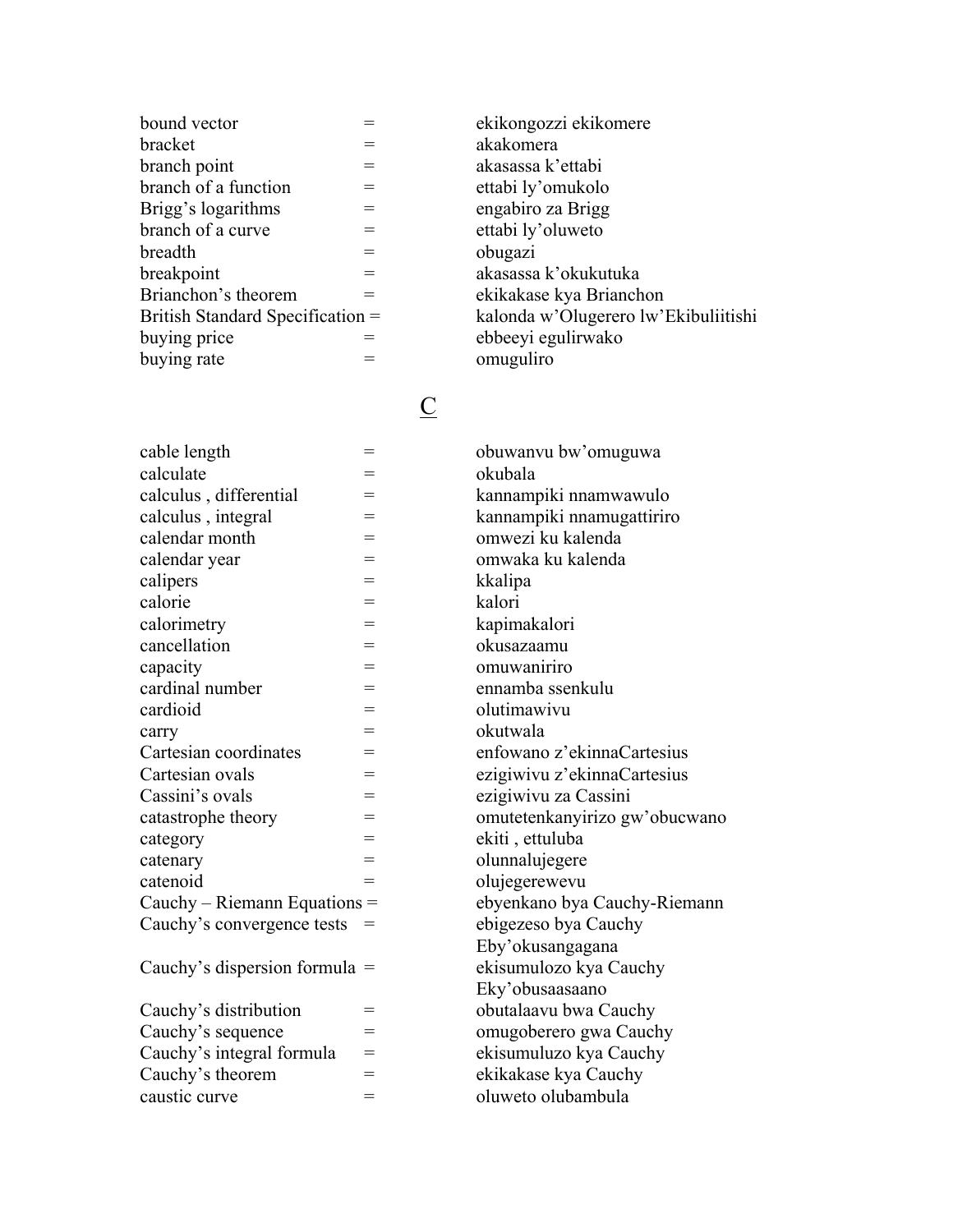bound vector = ekikongozzi ekikomere
bracket = akakomera
branch point = akasassa k'ettabi
branch of a function = ettabi ly'omukolo
Brigg's logarithms = engabiro za Brigg
branch of a curve = ettabi ly'oluweto
breadth = obugazi
breakpoint = akasassa k'okukutuka
Brianchon's theorem = ekikakase kya Brianchon
British Standard Specification = kalonda w'Olugerero lw'Ekibuliitishi
buying price = ebbeeyi egulirwako
buying rate = omuguliro

## C

cable length = obuwanvu bw'omuguwa
calculate = okubala
calculus , differential = kannampiki nnamwawulo
calculus , integral = kannampiki nnamugattiriro
calendar month = omwezi ku kalenda
calendar year = omwaka ku kalenda
calipers = kkalipa
calorie = kalori
calorimetry = kapimakalori
cancellation = okusazaamu
capacity = omuwaniriro
cardinal number = ennamba ssenkulu
cardioid = olutimawivu
carry = okutwala
Cartesian coordinates = enfowano z'ekinnaCartesius
Cartesian ovals = ezigiwivu z'ekinnaCartesius
Cassini's ovals = ezigiwivu za Cassini
catastrophe theory = omutetenkanyirizo gw'obucwano
category = ekiti , ettuluba
catenary = olunnalujegere
catenoid = olujegerewevu
Cauchy – Riemann Equations = ebyenkano bya Cauchy-Riemann
Cauchy's convergence tests = ebigezeso bya Cauchy Eby'okusangagana
Cauchy's dispersion formula = ekisumulozo kya Cauchy Eky'obusaasaano
Cauchy's distribution = obutalaavu bwa Cauchy
Cauchy's sequence = omugoberero gwa Cauchy
Cauchy's integral formula = ekisumuluzo kya Cauchy
Cauchy's theorem = ekikakase kya Cauchy
caustic curve = oluweto olubambula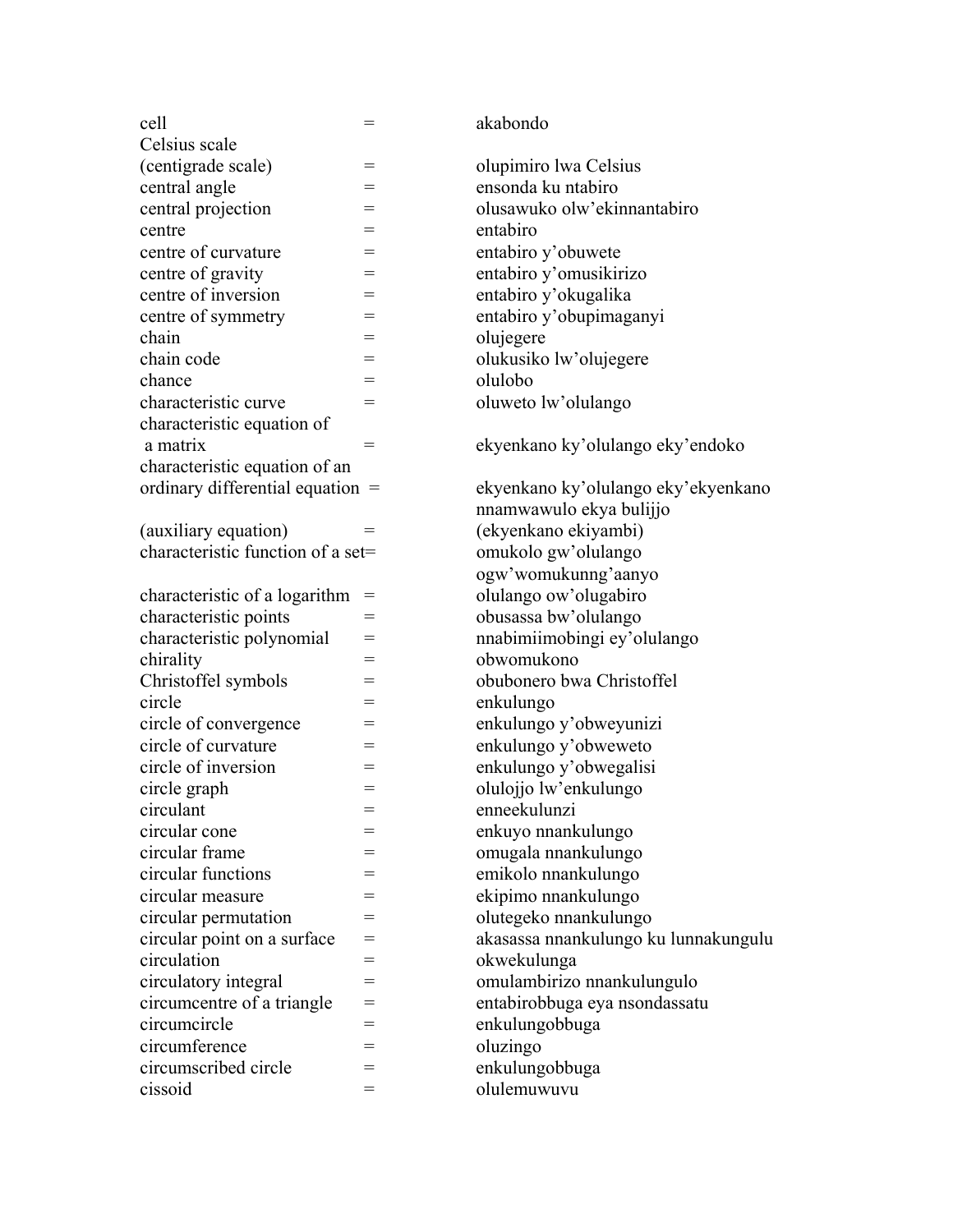| | | |
|---|---|---|
| cell | = | akabondo |
| Celsius scale (centigrade scale) | = | olupimiro lwa Celsius |
| central angle | = | ensonda ku ntabiro |
| central projection | = | olusawuko olw'ekinnantabiro |
| centre | = | entabiro |
| centre of curvature | = | entabiro y'obuwete |
| centre of gravity | = | entabiro y'omusikirizo |
| centre of inversion | = | entabiro y'okugalika |
| centre of symmetry | = | entabiro y'obupimaganyi |
| chain | = | olujegere |
| chain code | = | olukusiko lw'olujegere |
| chance | = | olulobo |
| characteristic curve | = | oluweto lw'olulango |
| characteristic equation of a matrix | = | ekyenkano ky'olulango eky'endoko |
| characteristic equation of an ordinary differential equation | = | ekyenkano ky'olulango eky'ekyenkano nnamwawulo ekya bulijjo |
| (auxiliary equation) | = | (ekyenkano ekiyambi) |
| characteristic function of a set | = | omukolo gw'olulango ogw'womukunng'aanyo |
| characteristic of a logarithm | = | olulango ow'olugabiro |
| characteristic points | = | obusassa bw'olulango |
| characteristic polynomial | = | nnabimiimobingi ey'olulango |
| chirality | = | obwomukono |
| Christoffel symbols | = | obubonero bwa Christoffel |
| circle | = | enkulungo |
| circle of convergence | = | enkulungo y'obweyunizi |
| circle of curvature | = | enkulungo y'obweweto |
| circle of inversion | = | enkulungo y'obwegalisi |
| circle graph | = | olulojjo lw'enkulungo |
| circulant | = | enneekulunzi |
| circular cone | = | enkuyo nnankulungo |
| circular frame | = | omugala nnankulungo |
| circular functions | = | emikolo nnankulungo |
| circular measure | = | ekipimo nnankulungo |
| circular permutation | = | olutegeko nnankulungo |
| circular point on a surface | = | akasassa nnankulungo ku lunnakungulu |
| circulation | = | okwekulunga |
| circulatory integral | = | omulambirizo nnankulungulo |
| circumcentre of a triangle | = | entabirobbuga eya nsondassatu |
| circumcircle | = | enkulungobbuga |
| circumference | = | oluzingo |
| circumscribed circle | = | enkulungobbuga |
| cissoid | = | olulemuwuvu |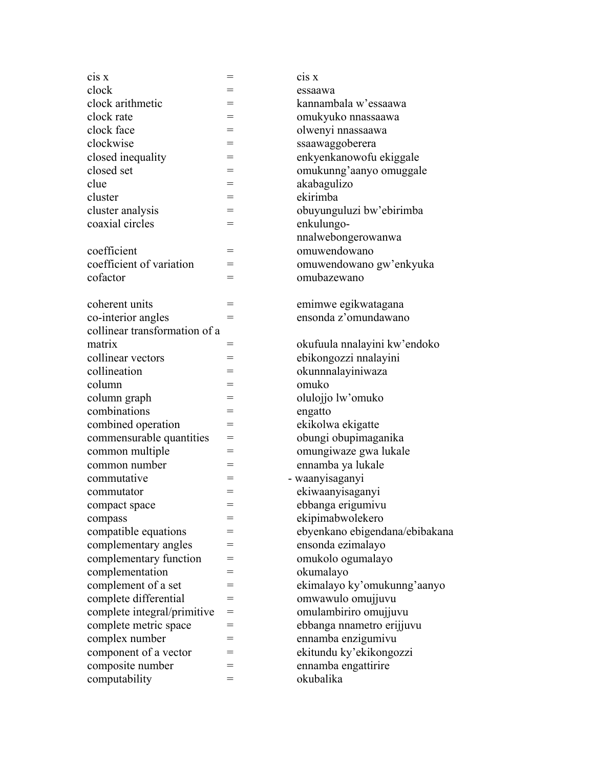| | | |
|---|---|---|
| cis x | = | cis x |
| clock | = | essaawa |
| clock arithmetic | = | kannambala w'essaawa |
| clock rate | = | omukyuko nnassaawa |
| clock face | = | olwenyi nnassaawa |
| clockwise | = | ssaawaggoberera |
| closed inequality | = | enkyenkanowofu ekiggale |
| closed set | = | omukunng'aanyo omuggale |
| clue | = | akabagulizo |
| cluster | = | ekirimba |
| cluster analysis | = | obuyunguluzi bw'ebirimba |
| coaxial circles | = | enkulungo-nnalwebongerowanwa |
| coefficient | = | omuwendowano |
| coefficient of variation | = | omuwendowano gw'enkyuka |
| cofactor | = | omubazewano |
| coherent units | = | emimwe egikwatagana |
| co-interior angles | = | ensonda z'omundawano |
| collinear transformation of a matrix | = | okufuula nnalayini kw'endoko |
| collinear vectors | = | ebikongozzi nnalayini |
| collineation | = | okunnnalayiniwaza |
| column | = | omuko |
| column graph | = | olulojjo lw'omuko |
| combinations | = | engatto |
| combined operation | = | ekikolwa ekigatte |
| commensurable quantities | = | obungi obupimaganika |
| common multiple | = | omungiwaze gwa lukale |
| common number | = | ennamba ya lukale |
| commutative | = | - waanyisaganyi |
| commutator | = | ekiwaanyisaganyi |
| compact space | = | ebbanga erigumivu |
| compass | = | ekipimabwolekero |
| compatible equations | = | ebyenkano ebigendana/ebibakana |
| complementary angles | = | ensonda ezimalayo |
| complementary function | = | omukolo ogumalayo |
| complementation | = | okumalayo |
| complement of a set | = | ekimalayo ky'omukunng'aanyo |
| complete differential | = | omwawulo omujjuvu |
| complete integral/primitive | = | omulambiriro omujjuvu |
| complete metric space | = | ebbanga nnametro erijjuvu |
| complex number | = | ennamba enzigumivu |
| component of a vector | = | ekitundu ky'ekikongozzi |
| composite number | = | ennamba engattirire |
| computability | = | okubalika |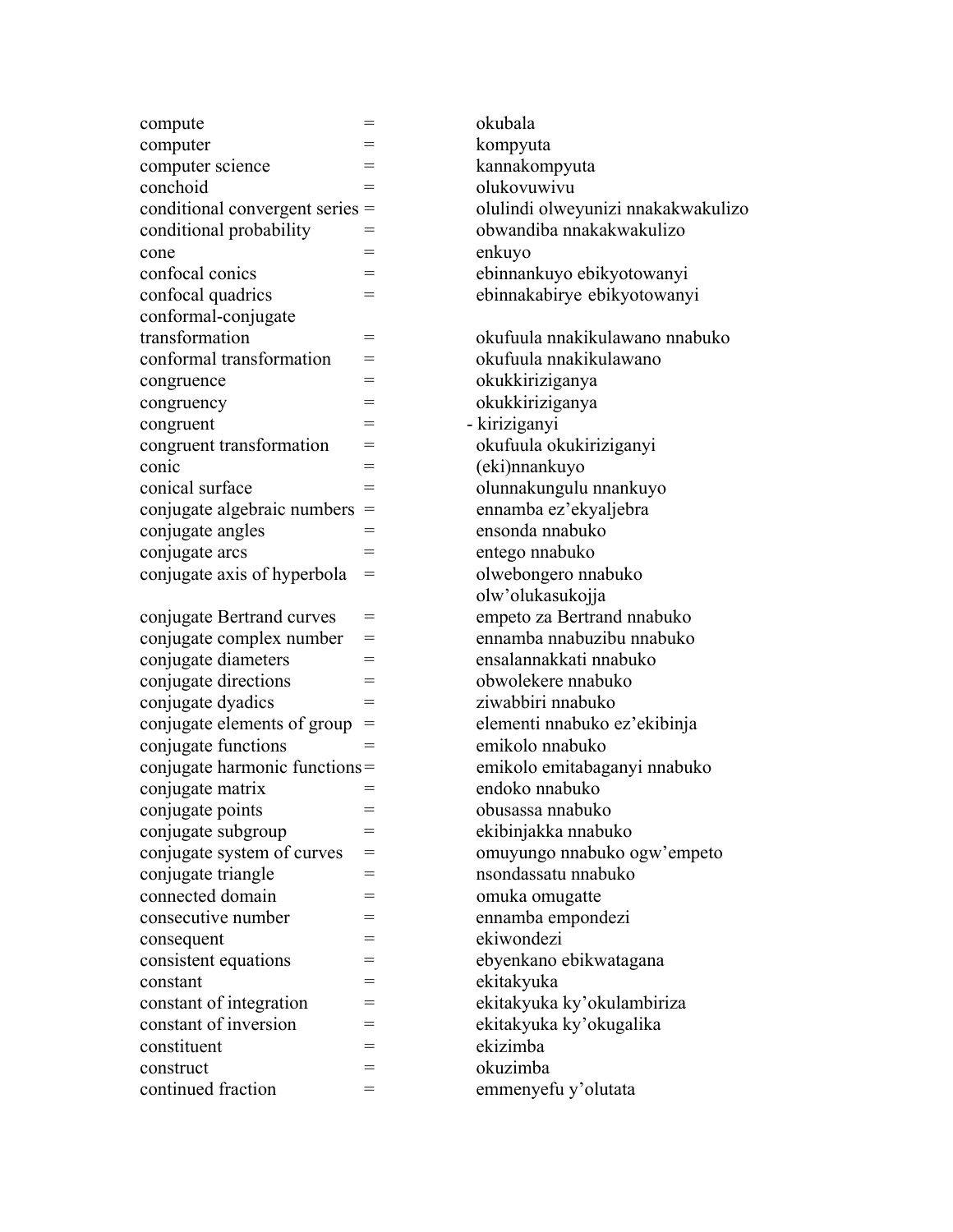compute = okubala
computer = kompyuta
computer science = kannakompyuta
conchoid = olukovuwivu
conditional convergent series = olulindi olweyunizi nnakakwakulizo
conditional probability = obwandiba nnakakwakulizo
cone = enkuyo
confocal conics = ebinnankuyo ebikyotowanyi
confocal quadrics = ebinnakabirye ebikyotowanyi
conformal-conjugate transformation = okufuula nnakikulawano nnabuko
conformal transformation = okufuula nnakikulawano
congruence = okukkiriziganya
congruency = okukkiriziganya
congruent = - kiriziganyi
congruent transformation = okufuula okukiriziganyi
conic = (eki)nnankuyo
conical surface = olunnakungulu nnankuyo
conjugate algebraic numbers = ennamba ez'ekyaljebra
conjugate angles = ensonda nnabuko
conjugate arcs = entego nnabuko
conjugate axis of hyperbola = olwebongero nnabuko olw'olukasukojja
conjugate Bertrand curves = empeto za Bertrand nnabuko
conjugate complex number = ennamba nnabuzibu nnabuko
conjugate diameters = ensalannakkati nnabuko
conjugate directions = obwolekere nnabuko
conjugate dyadics = ziwabbiri nnabuko
conjugate elements of group = elementi nnabuko ez'ekibinja
conjugate functions = emikolo nnabuko
conjugate harmonic functions = emikolo emitabaganyi nnabuko
conjugate matrix = endoko nnabuko
conjugate points = obusassa nnabuko
conjugate subgroup = ekibinjakka nnabuko
conjugate system of curves = omuyungo nnabuko ogw'empeto
conjugate triangle = nsondassatu nnabuko
connected domain = omuka omugatte
consecutive number = ennamba empondezi
consequent = ekiwondezi
consistent equations = ebyenkano ebikwatagana
constant = ekitakyuka
constant of integration = ekitakyuka ky'okulambiriza
constant of inversion = ekitakyuka ky'okugalika
constituent = ekizimba
construct = okuzimba
continued fraction = emmenyefu y'olutata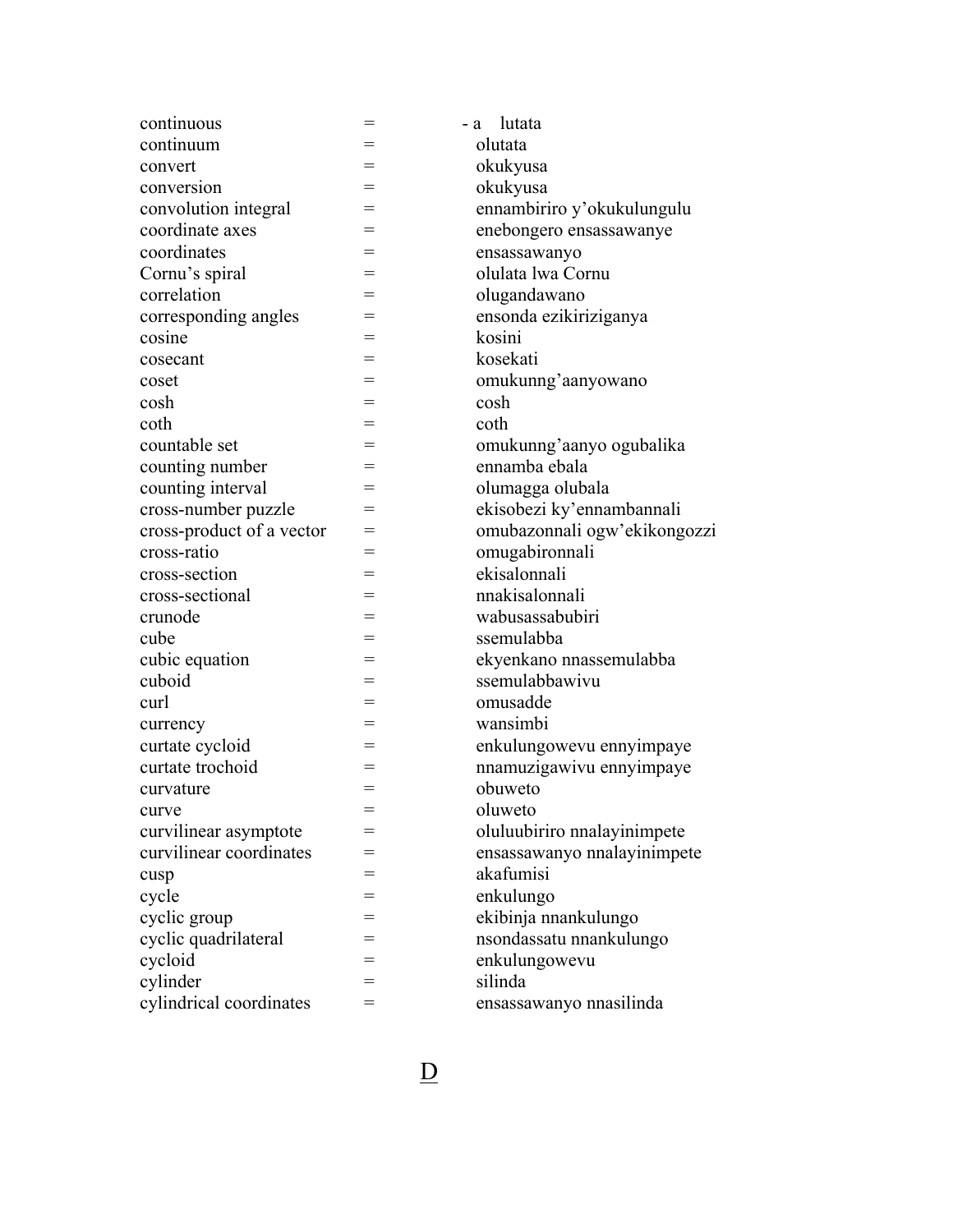continuous = - a lutata
continuum = olutata
convert = okukyusa
conversion = okukyusa
convolution integral = ennambiriro y'okukulungulu
coordinate axes = enebongero ensassawanye
coordinates = ensassawanyo
Cornu's spiral = olulata lwa Cornu
correlation = olugandawano
corresponding angles = ensonda ezikiriziganya
cosine = kosini
cosecant = kosekati
coset = omukunng'aanyowano
cosh = cosh
coth = coth
countable set = omukunng'aanyo ogubalika
counting number = ennamba ebala
counting interval = olumagga olubala
cross-number puzzle = ekisobezi ky'ennambannali
cross-product of a vector = omubazonnali ogw'ekikongozzi
cross-ratio = omugabironnali
cross-section = ekisalonnali
cross-sectional = nnakisalonnali
crunode = wabusassabubiri
cube = ssemulabba
cubic equation = ekyenkano nnassemulabba
cuboid = ssemulabbawivu
curl = omusadde
currency = wansimbi
curtate cycloid = enkulungowevu ennyimpaye
curtate trochoid = nnamuzigawivu ennyimpaye
curvature = obuweto
curve = oluweto
curvilinear asymptote = oluluubiriro nnalayinimpete
curvilinear coordinates = ensassawanyo nnalayinimpete
cusp = akafumisi
cycle = enkulungo
cyclic group = ekibinja nnankulungo
cyclic quadrilateral = nsondassatu nnankulungo
cycloid = enkulungowevu
cylinder = silinda
cylindrical coordinates = ensassawanyo nnasilinda

## D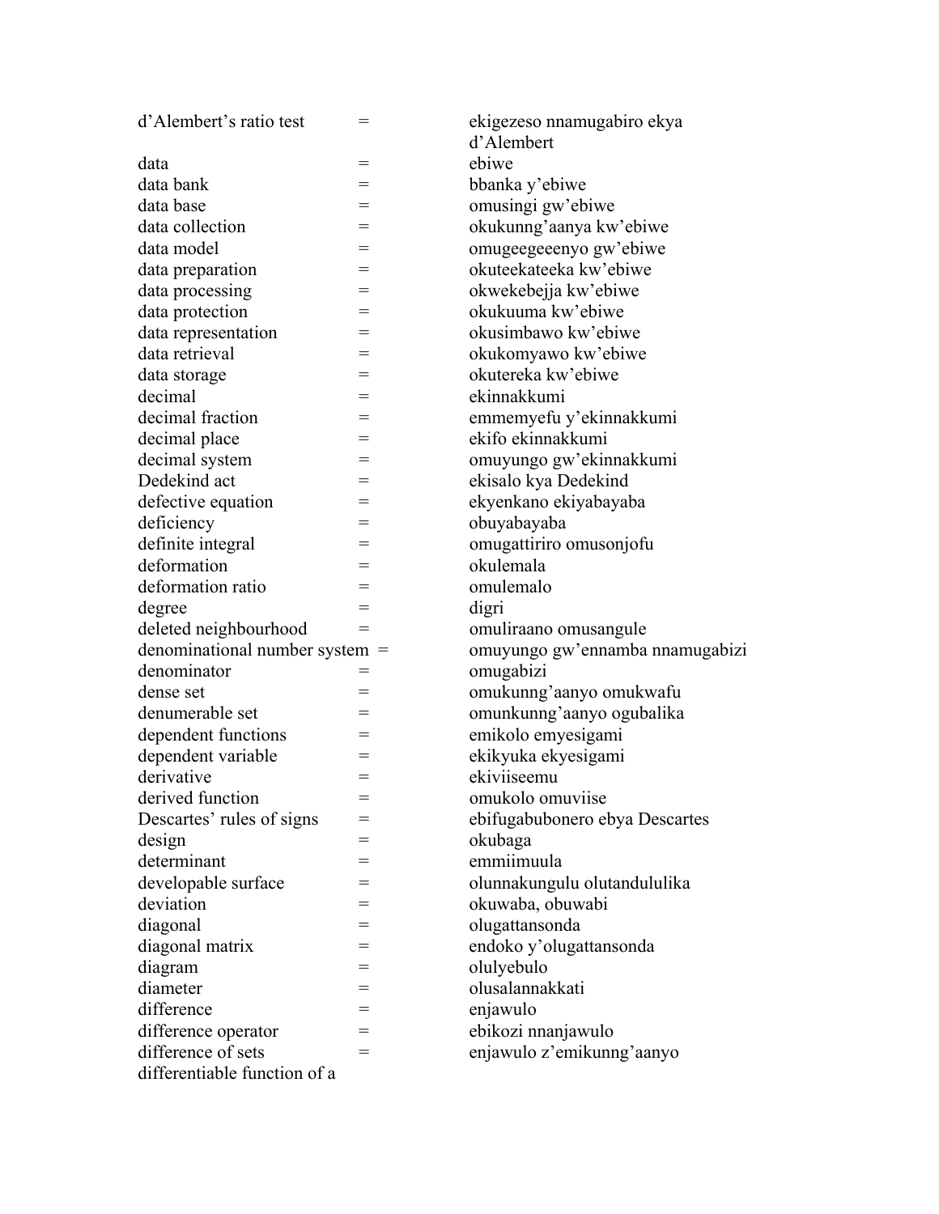d'Alembert's ratio test = ekigezeso nnamugabiro ekya d'Alembert
data = ebiwe
data bank = bbanka y'ebiwe
data base = omusingi gw'ebiwe
data collection = okukunng'aanya kw'ebiwe
data model = omugeegeeenyo gw'ebiwe
data preparation = okuteekateeka kw'ebiwe
data processing = okwekebejja kw'ebiwe
data protection = okukuuma kw'ebiwe
data representation = okusimbawo kw'ebiwe
data retrieval = okukomyawo kw'ebiwe
data storage = okutereka kw'ebiwe
decimal = ekinnakkumi
decimal fraction = emmemyefu y'ekinnakkumi
decimal place = ekifo ekinnakkumi
decimal system = omuyungo gw'ekinnakkumi
Dedekind act = ekisalo kya Dedekind
defective equation = ekyenkano ekiyabayaba
deficiency = obuyabayaba
definite integral = omugattiriro omusonjofu
deformation = okulemala
deformation ratio = omulemalo
degree = digri
deleted neighbourhood = omuliraano omusangule
denominational number system = omuyungo gw'ennamba nnamugabizi
denominator = omugabizi
dense set = omukunng'aanyo omukwafu
denumerable set = omunkunng'aanyo ogubalika
dependent functions = emikolo emyesigami
dependent variable = ekikyuka ekyesigami
derivative = ekiviiseemu
derived function = omukolo omuviise
Descartes' rules of signs = ebifugabubonero ebya Descartes
design = okubaga
determinant = emmiimuula
developable surface = olunnakungulu olutandululika
deviation = okuwaba, obuwabi
diagonal = olugattansonda
diagonal matrix = endoko y'olugattansonda
diagram = olulyebulo
diameter = olusalannakkati
difference = enjawulo
difference operator = ebikozi nnanjawulo
difference of sets = enjawulo z'emikunng'aanyo
differentiable function of a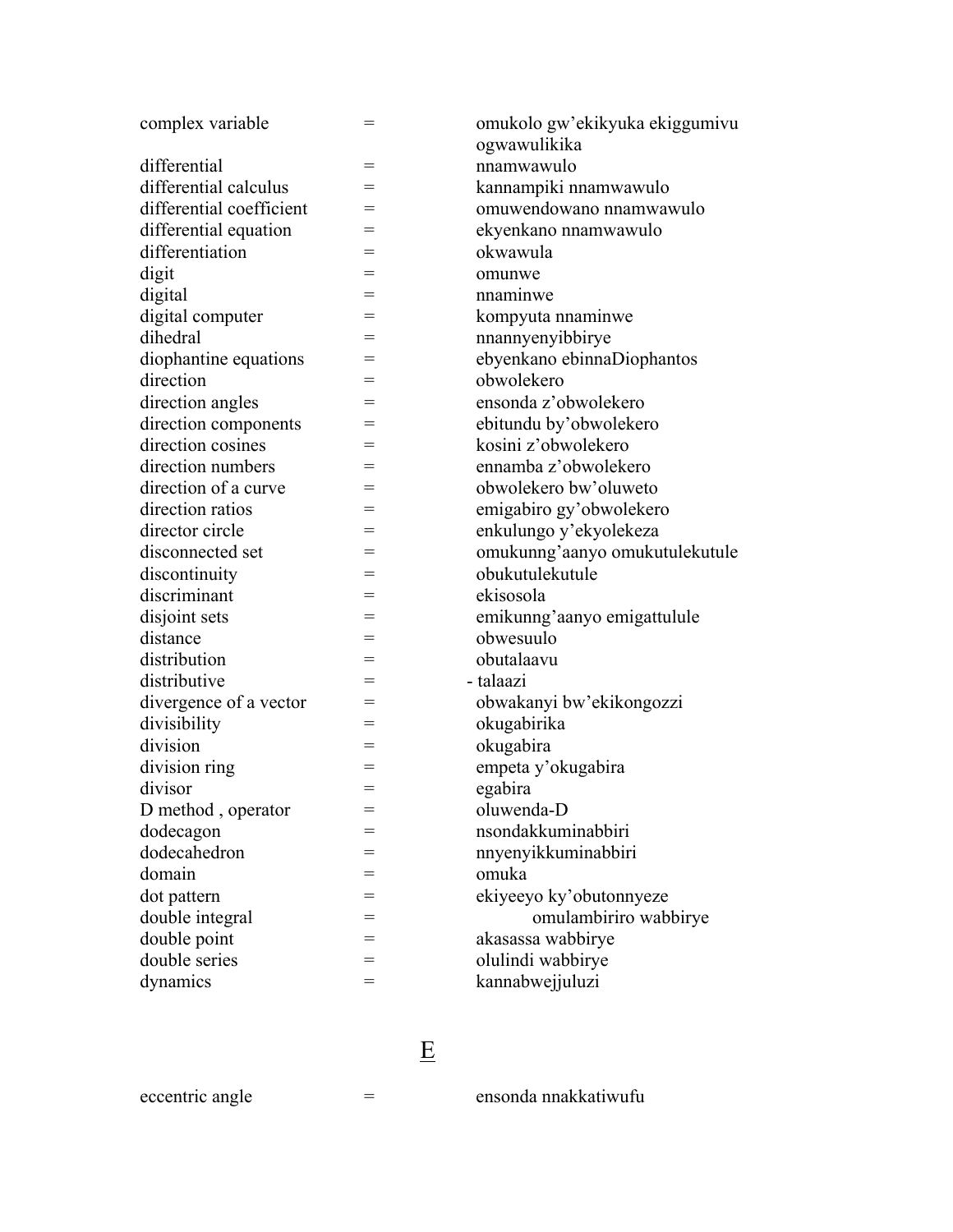complex variable = omukolo gw'ekikyuka ekiggumivu ogwawulikika

differential = nnamwawulo

differential calculus = kannampiki nnamwawulo

differential coefficient = omuwendowano nnamwawulo

differential equation = ekyenkano nnamwawulo

differentiation = okwawula

digit = omunwe

digital = nnaminwe

digital computer = kompyuta nnaminwe

dihedral = nnannyenyibbirye

diophantine equations = ebyenkano ebinnaDiophantos

direction = obwolekero

direction angles = ensonda z'obwolekero

direction components = ebitundu by'obwolekero

direction cosines = kosini z'obwolekero

direction numbers = ennamba z'obwolekero

direction of a curve = obwolekero bw'oluweto

direction ratios = emigabiro gy'obwolekero

director circle = enkulungo y'ekyolekeza

disconnected set = omukunng'aanyo omukutulekutule

discontinuity = obukutulekutule

discriminant = ekisosola

disjoint sets = emikunng'aanyo emigattulule

distance = obwesuulo

distribution = obutalaavu

distributive = - talaazi

divergence of a vector = obwakanyi bw'ekikongozzi

divisibility = okugabirika

division = okugabira

division ring = empeta y'okugabira

divisor = egabira

D method , operator = oluwenda-D

dodecagon = nsondakkuminabbiri

dodecahedron = nnyenyikkuminabbiri

domain = omuka

dot pattern = ekiyeeyo ky'obutonnyeze

double integral = omulambiriro wabbirye

double point = akasassa wabbirye

double series = olulindi wabbirye

dynamics = kannabwejjuluzi

## E

eccentric angle = ensonda nnakkatiwufu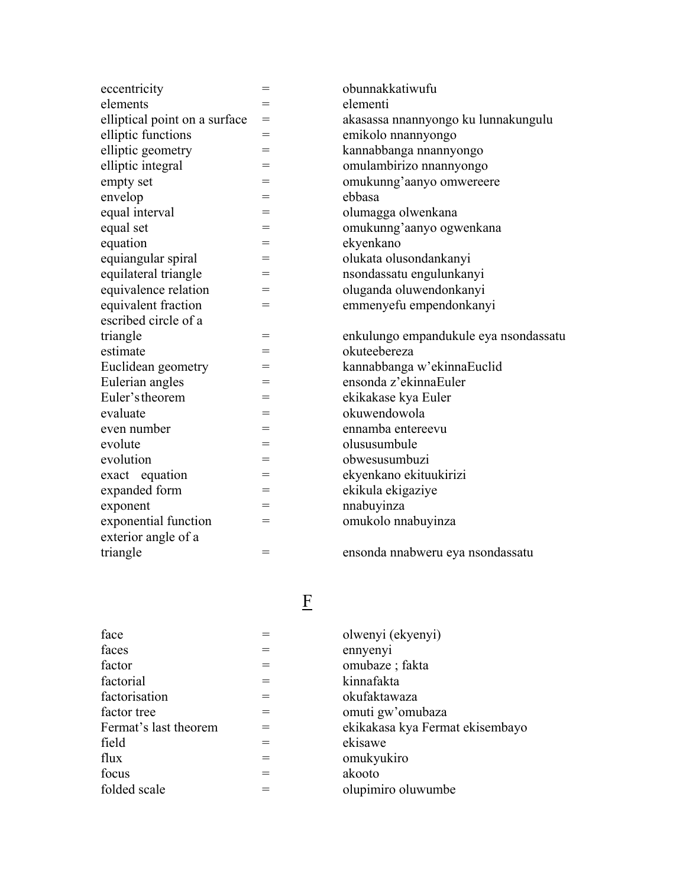| | | |
|---|---|---|
| eccentricity | = | obunnakkatiwufu |
| elements | = | elementi |
| elliptical point on a surface | = | akasassa nnannyongo ku lunnakungulu |
| elliptic functions | = | emikolo nnannyongo |
| elliptic geometry | = | kannabbanga nnannyongo |
| elliptic integral | = | omulambirizo nnannyongo |
| empty set | = | omukunng'aanyo omwereere |
| envelop | = | ebbasa |
| equal interval | = | olumagga olwenkana |
| equal set | = | omukunng'aanyo ogwenkana |
| equation | = | ekyenkano |
| equiangular spiral | = | olukata olusondankanyi |
| equilateral triangle | = | nsondassatu engulunkanyi |
| equivalence relation | = | oluganda oluwendonkanyi |
| equivalent fraction | = | emmenyefu empendonkanyi |
| escribed circle of a triangle | = | enkulungo empandukule eya nsondassatu |
| estimate | = | okuteebereza |
| Euclidean geometry | = | kannabbanga w'ekinnaEuclid |
| Eulerian angles | = | ensonda z'ekinnaEuler |
| Euler's theorem | = | ekikakase kya Euler |
| evaluate | = | okuwendowola |
| even number | = | ennamba entereevu |
| evolute | = | olususumbule |
| evolution | = | obwesusumbuzi |
| exact equation | = | ekyenkano ekituukirizi |
| expanded form | = | ekikula ekigaziye |
| exponent | = | nnabuyinza |
| exponential function | = | omukolo nnabuyinza |
| exterior angle of a triangle | = | ensonda nnabweru eya nsondassatu |

## F

| | | |
|---|---|---|
| face | = | olwenyi (ekyenyi) |
| faces | = | ennyenyi |
| factor | = | omubaze ; fakta |
| factorial | = | kinnafakta |
| factorisation | = | okufaktawaza |
| factor tree | = | omuti gw'omubaza |
| Fermat's last theorem | = | ekikakasa kya Fermat ekisembayo |
| field | = | ekisawe |
| flux | = | omukyukiro |
| focus | = | akooto |
| folded scale | = | olupimiro oluwumbe |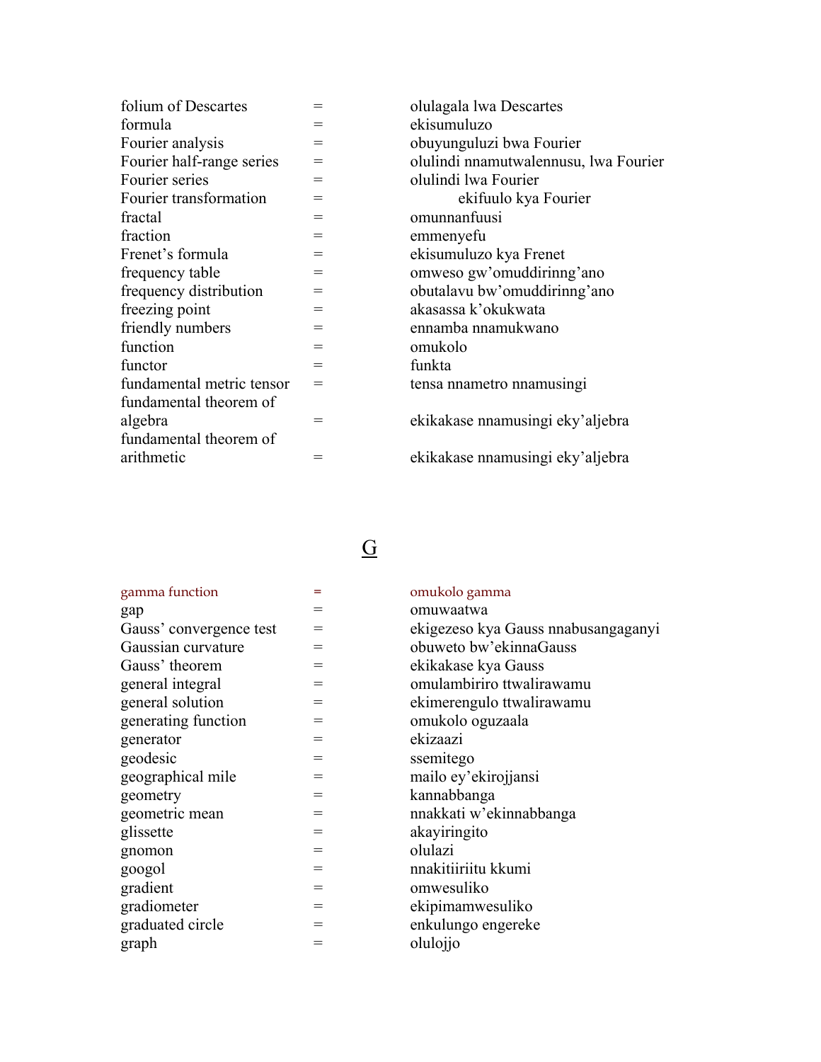| | | |
|---|---|---|
| folium of Descartes | = | olulagala lwa Descartes |
| formula | = | ekisumuluzo |
| Fourier analysis | = | obuyunguluzi bwa Fourier |
| Fourier half-range series | = | olulindi nnamutwalennusu, lwa Fourier |
| Fourier series | = | olulindi lwa Fourier |
| Fourier transformation | = | ekifuulo kya Fourier |
| fractal | = | omunnanfuusi |
| fraction | = | emmenyefu |
| Frenet's formula | = | ekisumuluzo kya Frenet |
| frequency table | = | omweso gw'omuddirinng'ano |
| frequency distribution | = | obutalavu bw'omuddirinng'ano |
| freezing point | = | akasassa k'okukwata |
| friendly numbers | = | ennamba nnamukwano |
| function | = | omukolo |
| functor | = | funkta |
| fundamental metric tensor | = | tensa nnametro nnamusingi |
| fundamental theorem of algebra | = | ekikakase nnamusingi eky'aljebra |
| fundamental theorem of arithmetic | = | ekikakase nnamusingi eky'aljebra |

## G

| | | |
|---|---|---|
| gamma function | = | omukolo gamma |
| gap | = | omuwaatwa |
| Gauss' convergence test | = | ekigezeso kya Gauss nnabusangaganyi |
| Gaussian curvature | = | obuweto bw'ekinnaGauss |
| Gauss' theorem | = | ekikakase kya Gauss |
| general integral | = | omulambiriro ttwalirawamu |
| general solution | = | ekimerengulo ttwalirawamu |
| generating function | = | omukolo oguzaala |
| generator | = | ekizaazi |
| geodesic | = | ssemitego |
| geographical mile | = | mailo ey'ekirojjansi |
| geometry | = | kannabbanga |
| geometric mean | = | nnakkati w'ekinnabbanga |
| glissette | = | akayiringito |
| gnomon | = | olulazi |
| googol | = | nnakitiiriitu kkumi |
| gradient | = | omwesuliko |
| gradiometer | = | ekipimamwesuliko |
| graduated circle | = | enkulungo engereke |
| graph | = | olulojjo |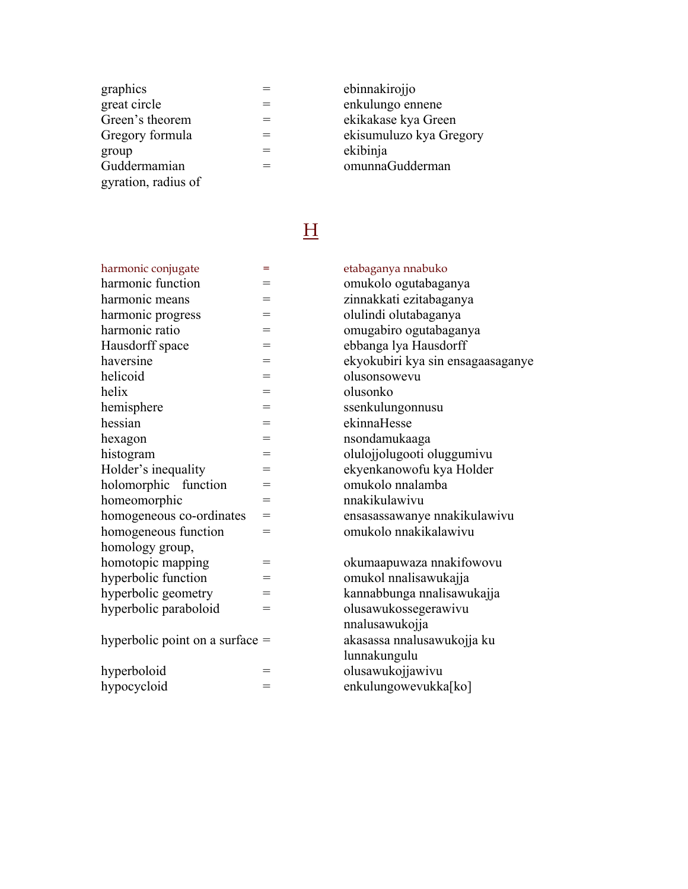| | | |
|---|---|---|
| graphics | = | ebinnakirojjo |
| great circle | = | enkulungo ennene |
| Green's theorem | = | ekikakase kya Green |
| Gregory formula | = | ekisumuluzo kya Gregory |
| group | = | ekibinja |
| Guddermamian | = | omunnaGudderman |
| gyration, radius of | | |

## H

| | | |
|---|---|---|
| harmonic conjugate | = | etabaganya nnabuko |
| harmonic function | = | omukolo ogutabaganya |
| harmonic means | = | zinnakkati ezitabaganya |
| harmonic progress | = | olulindi olutabaganya |
| harmonic ratio | = | omugabiro ogutabaganya |
| Hausdorff space | = | ebbanga lya Hausdorff |
| haversine | = | ekyokubiri kya sin ensagaasaganye |
| helicoid | = | olusonsowevu |
| helix | = | olusonko |
| hemisphere | = | ssenkulungonnusu |
| hessian | = | ekinnaHesse |
| hexagon | = | nsondamukaaga |
| histogram | = | olulojjolugooti oluggumivu |
| Holder's inequality | = | ekyenkanowofu kya Holder |
| holomorphic function | = | omukolo nnalamba |
| homeomorphic | = | nnakikulawivu |
| homogeneous co-ordinates | = | ensasassawanye nnakikulawivu |
| homogeneous function | = | omukolo nnakikalawivu |
| homology group, | | |
| homotopic mapping | = | okumaapuwaza nnakifowovu |
| hyperbolic function | = | omukol nnalisawukajja |
| hyperbolic geometry | = | kannabbunga nnalisawukajja |
| hyperbolic paraboloid | = | olusawukossegerawivu nnalusawukojja |
| hyperbolic point on a surface | = | akasassa nnalusawukojja ku lunnakungulu |
| hyperboloid | = | olusawukojjawivu |
| hypocycloid | = | enkulungowevukka[ko] |